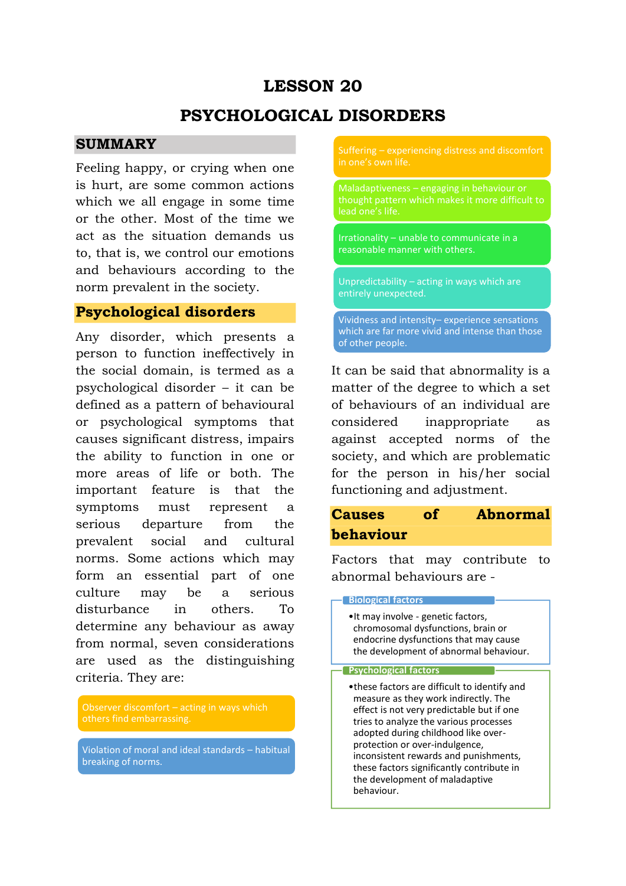# LESSON 20

# PSYCHOLOGICAL DISORDERS

## SUMMARY

Feeling happy, or crying when one is hurt, are some common actions which we all engage in some time or the other. Most of the time we act as the situation demands us to, that is, we control our emotions and behaviours according to the norm prevalent in the society.

## Psychological disorders

Any disorder, which presents a person to function ineffectively in the social domain, is termed as a psychological disorder – it can be defined as a pattern of behavioural or psychological symptoms that causes significant distress, impairs the ability to function in one or more areas of life or both. The important feature is that the symptoms must represent a serious departure from the prevalent social and cultural norms. Some actions which may form an essential part of one culture may be a serious disturbance in others. To determine any behaviour as away from normal, seven considerations are used as the distinguishing criteria. They are:

- Observer discomfort – acting in ways which others find embarrassing.
- Violation of moral and ideal standards – habitual breaking of norms.
- Suffering – experiencing distress and discomfort in one's own life.
- Maladaptiveness – engaging in behaviour or thought pattern which makes it more difficult to lead one's life.
- Irrationality – unable to communicate in a reasonable manner with others.
- Unpredictability – acting in ways which are entirely unexpected.
- Vividness and intensity– experience sensations which are far more vivid and intense than those of other people.

It can be said that abnormality is a matter of the degree to which a set of behaviours of an individual are considered inappropriate as against accepted norms of the society, and which are problematic for the person in his/her social functioning and adjustment.

## Causes of Abnormal behaviour

Factors that may contribute to abnormal behaviours are -

**Biological factors**

- It may involve - genetic factors, chromosomal dysfunctions, brain or endocrine dysfunctions that may cause the development of abnormal behaviour.

**Psychological factors**

- these factors are difficult to identify and measure as they work indirectly. The effect is not very predictable but if one tries to analyze the various processes adopted during childhood like over-protection or over-indulgence, inconsistent rewards and punishments, these factors significantly contribute in the development of maladaptive behaviour.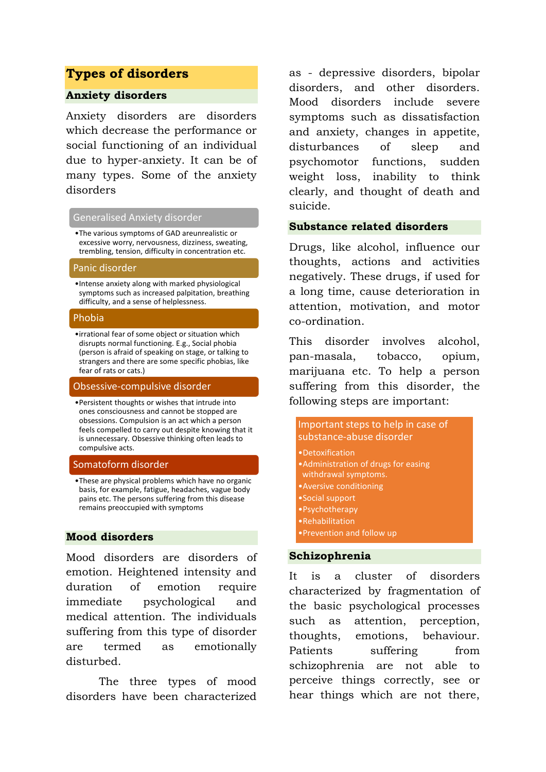## Types of disorders

### Anxiety disorders

Anxiety disorders are disorders which decrease the performance or social functioning of an individual due to hyper-anxiety. It can be of many types. Some of the anxiety disorders

**Generalised Anxiety disorder**

- The various symptoms of GAD areunrealistic or excessive worry, nervousness, dizziness, sweating, trembling, tension, difficulty in concentration etc.

**Panic disorder**

- Intense anxiety along with marked physiological symptoms such as increased palpitation, breathing difficulty, and a sense of helplessness.

**Phobia**

- irrational fear of some object or situation which disrupts normal functioning. E.g., Social phobia (person is afraid of speaking on stage, or talking to strangers and there are some specific phobias, like fear of rats or cats.)

**Obsessive-compulsive disorder**

- Persistent thoughts or wishes that intrude into ones consciousness and cannot be stopped are obsessions. Compulsion is an act which a person feels compelled to carry out despite knowing that it is unnecessary. Obsessive thinking often leads to compulsive acts.

**Somatoform disorder**

- These are physical problems which have no organic basis, for example, fatigue, headaches, vague body pains etc. The persons suffering from this disease remains preoccupied with symptoms

### Mood disorders

Mood disorders are disorders of emotion. Heightened intensity and duration of emotion require immediate psychological and medical attention. The individuals suffering from this type of disorder are termed as emotionally disturbed.

The three types of mood disorders have been characterized as - depressive disorders, bipolar disorders, and other disorders. Mood disorders include severe symptoms such as dissatisfaction and anxiety, changes in appetite, disturbances of sleep and psychomotor functions, sudden weight loss, inability to think clearly, and thought of death and suicide.

### Substance related disorders

Drugs, like alcohol, influence our thoughts, actions and activities negatively. These drugs, if used for a long time, cause deterioration in attention, motivation, and motor co-ordination.

This disorder involves alcohol, pan-masala, tobacco, opium, marijuana etc. To help a person suffering from this disorder, the following steps are important:

**Important steps to help in case of substance-abuse disorder**

- Detoxification
- Administration of drugs for easing withdrawal symptoms.
- Aversive conditioning
- Social support
- Psychotherapy
- Rehabilitation
- Prevention and follow up

### Schizophrenia

It is a cluster of disorders characterized by fragmentation of the basic psychological processes such as attention, perception, thoughts, emotions, behaviour. Patients suffering from schizophrenia are not able to perceive things correctly, see or hear things which are not there,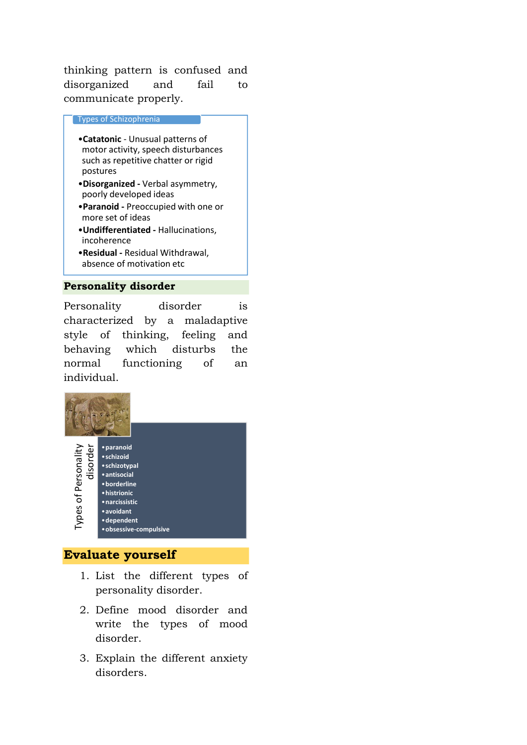thinking pattern is confused and disorganized and fail to communicate properly.

**Types of Schizophrenia**

- **Catatonic** - Unusual patterns of motor activity, speech disturbances such as repetitive chatter or rigid postures
- **Disorganized -** Verbal asymmetry, poorly developed ideas
- **Paranoid -** Preoccupied with one or more set of ideas
- **Undifferentiated -** Hallucinations, incoherence
- **Residual -** Residual Withdrawal, absence of motivation etc

## Personality disorder

Personality disorder is characterized by a maladaptive style of thinking, feeling and behaving which disturbs the normal functioning of an individual.

**Types of Personality disorder**

- paranoid
- schizoid
- schizotypal
- antisocial
- borderline
- histrionic
- narcissistic
- avoidant
- dependent
- obsessive-compulsive

## Evaluate yourself

1. List the different types of personality disorder.
2. Define mood disorder and write the types of mood disorder.
3. Explain the different anxiety disorders.